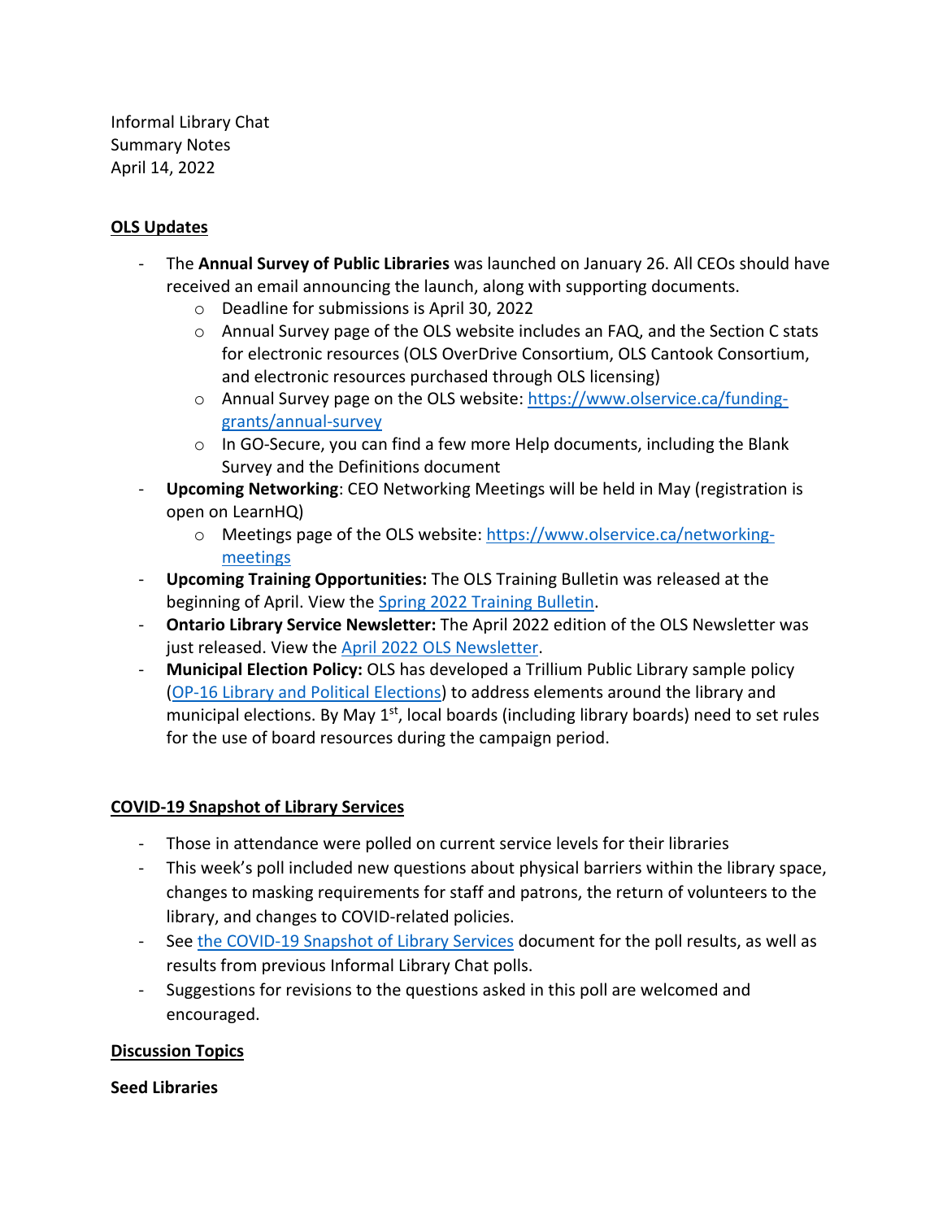Informal Library Chat
Summary Notes
April 14, 2022

## OLS Updates

- The **Annual Survey of Public Libraries** was launched on January 26. All CEOs should have received an email announcing the launch, along with supporting documents.
  - Deadline for submissions is April 30, 2022
  - Annual Survey page of the OLS website includes an FAQ, and the Section C stats for electronic resources (OLS OverDrive Consortium, OLS Cantook Consortium, and electronic resources purchased through OLS licensing)
  - Annual Survey page on the OLS website: https://www.olservice.ca/funding-grants/annual-survey
  - In GO-Secure, you can find a few more Help documents, including the Blank Survey and the Definitions document
- **Upcoming Networking**: CEO Networking Meetings will be held in May (registration is open on LearnHQ)
  - Meetings page of the OLS website: https://www.olservice.ca/networking-meetings
- **Upcoming Training Opportunities:** The OLS Training Bulletin was released at the beginning of April. View the Spring 2022 Training Bulletin.
- **Ontario Library Service Newsletter:** The April 2022 edition of the OLS Newsletter was just released. View the April 2022 OLS Newsletter.
- **Municipal Election Policy:** OLS has developed a Trillium Public Library sample policy (OP-16 Library and Political Elections) to address elements around the library and municipal elections. By May 1st, local boards (including library boards) need to set rules for the use of board resources during the campaign period.

## COVID-19 Snapshot of Library Services

- Those in attendance were polled on current service levels for their libraries
- This week's poll included new questions about physical barriers within the library space, changes to masking requirements for staff and patrons, the return of volunteers to the library, and changes to COVID-related policies.
- See the COVID-19 Snapshot of Library Services document for the poll results, as well as results from previous Informal Library Chat polls.
- Suggestions for revisions to the questions asked in this poll are welcomed and encouraged.

## Discussion Topics

### Seed Libraries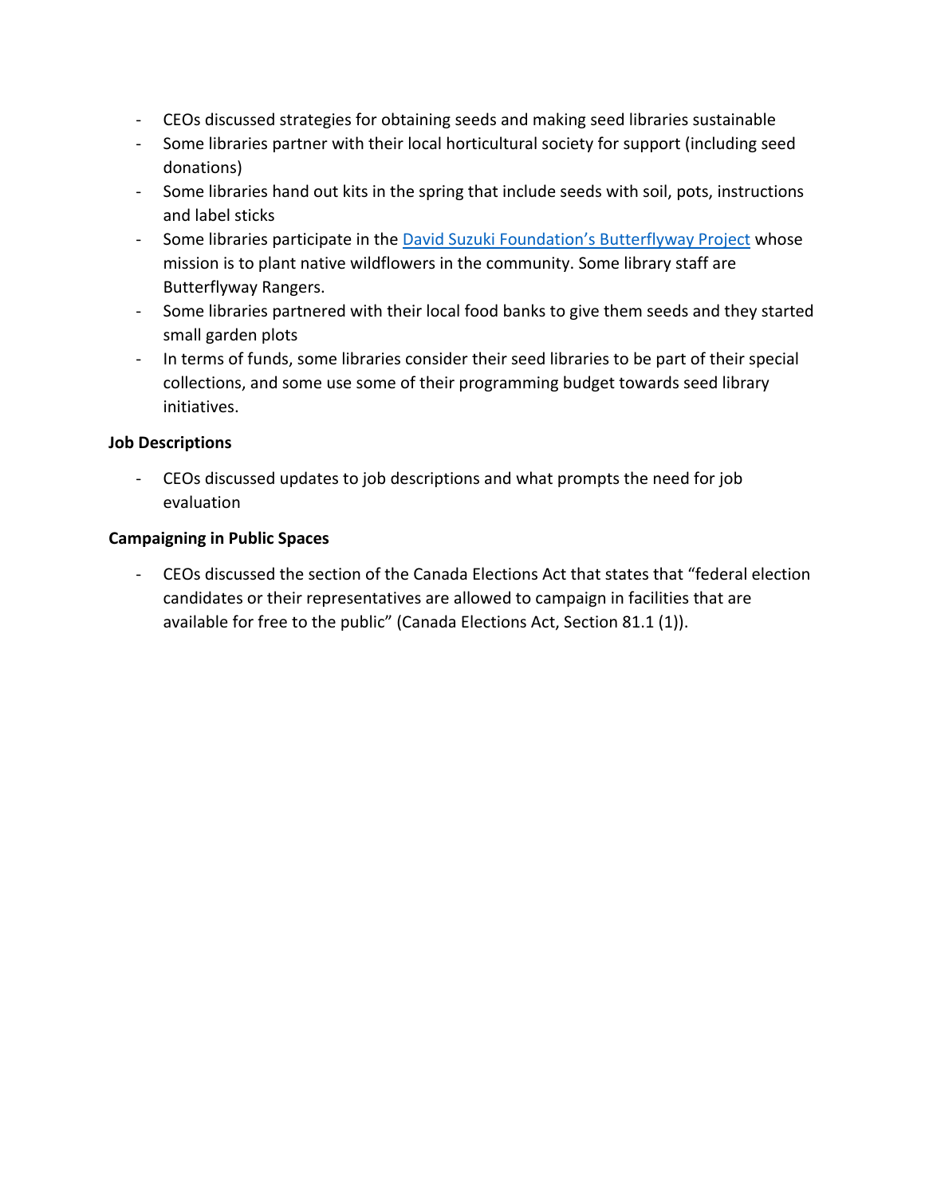- CEOs discussed strategies for obtaining seeds and making seed libraries sustainable
- Some libraries partner with their local horticultural society for support (including seed donations)
- Some libraries hand out kits in the spring that include seeds with soil, pots, instructions and label sticks
- Some libraries participate in the David Suzuki Foundation's Butterflyway Project whose mission is to plant native wildflowers in the community. Some library staff are Butterflyway Rangers.
- Some libraries partnered with their local food banks to give them seeds and they started small garden plots
- In terms of funds, some libraries consider their seed libraries to be part of their special collections, and some use some of their programming budget towards seed library initiatives.

**Job Descriptions**

- CEOs discussed updates to job descriptions and what prompts the need for job evaluation

**Campaigning in Public Spaces**

- CEOs discussed the section of the Canada Elections Act that states that "federal election candidates or their representatives are allowed to campaign in facilities that are available for free to the public" (Canada Elections Act, Section 81.1 (1)).